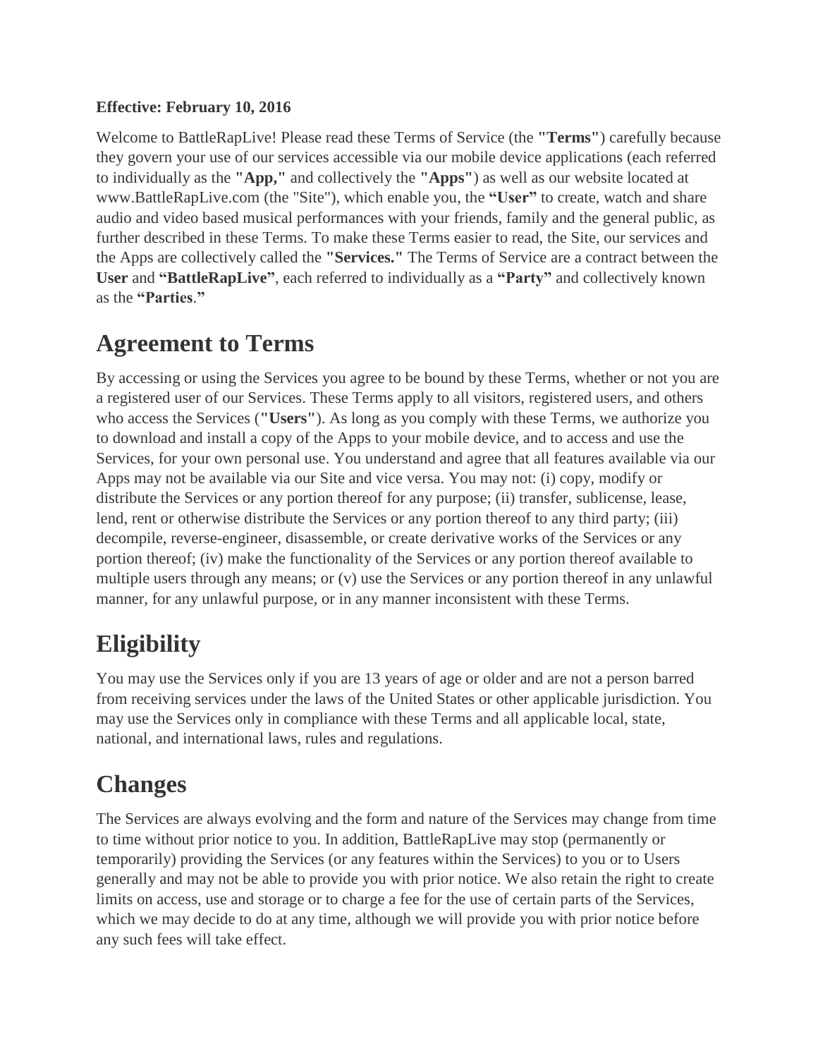**Effective: February 10, 2016**

Welcome to BattleRapLive! Please read these Terms of Service (the **"Terms"**) carefully because they govern your use of our services accessible via our mobile device applications (each referred to individually as the **"App,"** and collectively the **"Apps"**) as well as our website located at www.BattleRapLive.com (the "Site"), which enable you, the **"User"** to create, watch and share audio and video based musical performances with your friends, family and the general public, as further described in these Terms. To make these Terms easier to read, the Site, our services and the Apps are collectively called the **"Services."** The Terms of Service are a contract between the **User** and **"BattleRapLive"**, each referred to individually as a **"Party"** and collectively known as the **"Parties."**

## Agreement to Terms

By accessing or using the Services you agree to be bound by these Terms, whether or not you are a registered user of our Services. These Terms apply to all visitors, registered users, and others who access the Services (**"Users"**). As long as you comply with these Terms, we authorize you to download and install a copy of the Apps to your mobile device, and to access and use the Services, for your own personal use. You understand and agree that all features available via our Apps may not be available via our Site and vice versa. You may not: (i) copy, modify or distribute the Services or any portion thereof for any purpose; (ii) transfer, sublicense, lease, lend, rent or otherwise distribute the Services or any portion thereof to any third party; (iii) decompile, reverse-engineer, disassemble, or create derivative works of the Services or any portion thereof; (iv) make the functionality of the Services or any portion thereof available to multiple users through any means; or (v) use the Services or any portion thereof in any unlawful manner, for any unlawful purpose, or in any manner inconsistent with these Terms.

## Eligibility

You may use the Services only if you are 13 years of age or older and are not a person barred from receiving services under the laws of the United States or other applicable jurisdiction. You may use the Services only in compliance with these Terms and all applicable local, state, national, and international laws, rules and regulations.

## Changes

The Services are always evolving and the form and nature of the Services may change from time to time without prior notice to you. In addition, BattleRapLive may stop (permanently or temporarily) providing the Services (or any features within the Services) to you or to Users generally and may not be able to provide you with prior notice. We also retain the right to create limits on access, use and storage or to charge a fee for the use of certain parts of the Services, which we may decide to do at any time, although we will provide you with prior notice before any such fees will take effect.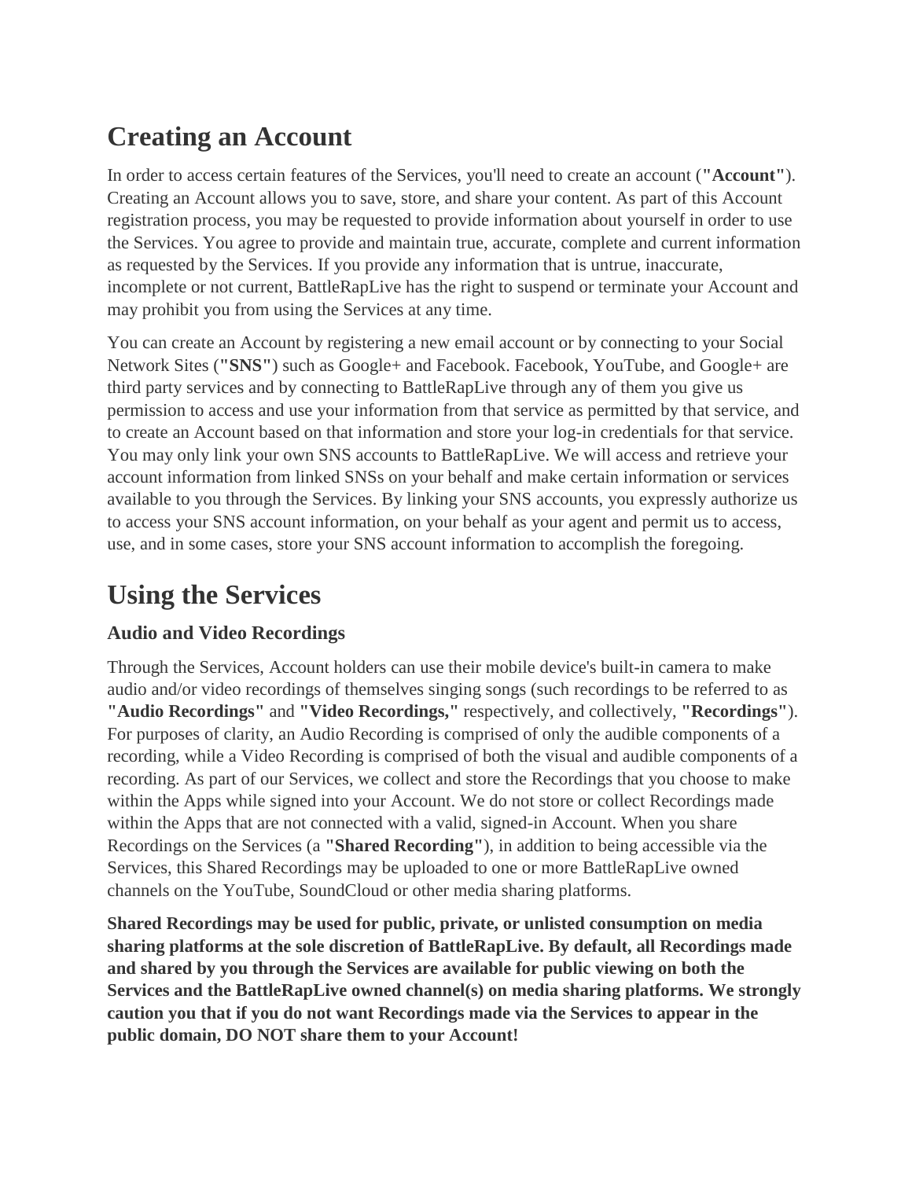# Creating an Account

In order to access certain features of the Services, you'll need to create an account (**"Account"**). Creating an Account allows you to save, store, and share your content. As part of this Account registration process, you may be requested to provide information about yourself in order to use the Services. You agree to provide and maintain true, accurate, complete and current information as requested by the Services. If you provide any information that is untrue, inaccurate, incomplete or not current, BattleRapLive has the right to suspend or terminate your Account and may prohibit you from using the Services at any time.

You can create an Account by registering a new email account or by connecting to your Social Network Sites (**"SNS"**) such as Google+ and Facebook. Facebook, YouTube, and Google+ are third party services and by connecting to BattleRapLive through any of them you give us permission to access and use your information from that service as permitted by that service, and to create an Account based on that information and store your log-in credentials for that service. You may only link your own SNS accounts to BattleRapLive. We will access and retrieve your account information from linked SNSs on your behalf and make certain information or services available to you through the Services. By linking your SNS accounts, you expressly authorize us to access your SNS account information, on your behalf as your agent and permit us to access, use, and in some cases, store your SNS account information to accomplish the foregoing.

# Using the Services

### Audio and Video Recordings

Through the Services, Account holders can use their mobile device's built-in camera to make audio and/or video recordings of themselves singing songs (such recordings to be referred to as **"Audio Recordings"** and **"Video Recordings,"** respectively, and collectively, **"Recordings"**). For purposes of clarity, an Audio Recording is comprised of only the audible components of a recording, while a Video Recording is comprised of both the visual and audible components of a recording. As part of our Services, we collect and store the Recordings that you choose to make within the Apps while signed into your Account. We do not store or collect Recordings made within the Apps that are not connected with a valid, signed-in Account. When you share Recordings on the Services (a **"Shared Recording"**), in addition to being accessible via the Services, this Shared Recordings may be uploaded to one or more BattleRapLive owned channels on the YouTube, SoundCloud or other media sharing platforms.

**Shared Recordings may be used for public, private, or unlisted consumption on media sharing platforms at the sole discretion of BattleRapLive. By default, all Recordings made and shared by you through the Services are available for public viewing on both the Services and the BattleRapLive owned channel(s) on media sharing platforms. We strongly caution you that if you do not want Recordings made via the Services to appear in the public domain, DO NOT share them to your Account!**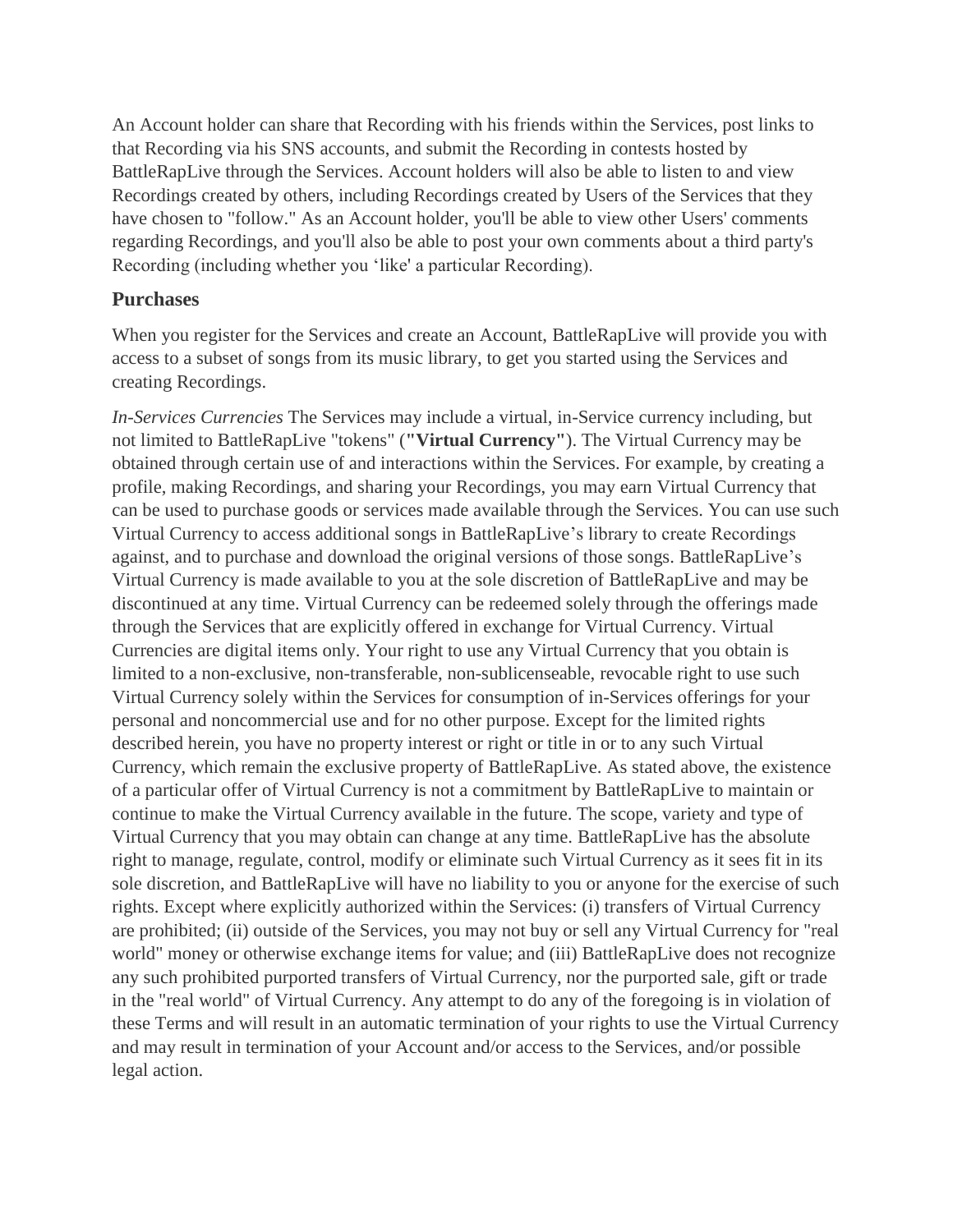An Account holder can share that Recording with his friends within the Services, post links to that Recording via his SNS accounts, and submit the Recording in contests hosted by BattleRapLive through the Services. Account holders will also be able to listen to and view Recordings created by others, including Recordings created by Users of the Services that they have chosen to "follow." As an Account holder, you'll be able to view other Users' comments regarding Recordings, and you'll also be able to post your own comments about a third party's Recording (including whether you 'like' a particular Recording).

### Purchases

When you register for the Services and create an Account, BattleRapLive will provide you with access to a subset of songs from its music library, to get you started using the Services and creating Recordings.

*In-Services Currencies* The Services may include a virtual, in-Service currency including, but not limited to BattleRapLive "tokens" (**"Virtual Currency"**). The Virtual Currency may be obtained through certain use of and interactions within the Services. For example, by creating a profile, making Recordings, and sharing your Recordings, you may earn Virtual Currency that can be used to purchase goods or services made available through the Services. You can use such Virtual Currency to access additional songs in BattleRapLive's library to create Recordings against, and to purchase and download the original versions of those songs. BattleRapLive's Virtual Currency is made available to you at the sole discretion of BattleRapLive and may be discontinued at any time. Virtual Currency can be redeemed solely through the offerings made through the Services that are explicitly offered in exchange for Virtual Currency. Virtual Currencies are digital items only. Your right to use any Virtual Currency that you obtain is limited to a non-exclusive, non-transferable, non-sublicenseable, revocable right to use such Virtual Currency solely within the Services for consumption of in-Services offerings for your personal and noncommercial use and for no other purpose. Except for the limited rights described herein, you have no property interest or right or title in or to any such Virtual Currency, which remain the exclusive property of BattleRapLive. As stated above, the existence of a particular offer of Virtual Currency is not a commitment by BattleRapLive to maintain or continue to make the Virtual Currency available in the future. The scope, variety and type of Virtual Currency that you may obtain can change at any time. BattleRapLive has the absolute right to manage, regulate, control, modify or eliminate such Virtual Currency as it sees fit in its sole discretion, and BattleRapLive will have no liability to you or anyone for the exercise of such rights. Except where explicitly authorized within the Services: (i) transfers of Virtual Currency are prohibited; (ii) outside of the Services, you may not buy or sell any Virtual Currency for "real world" money or otherwise exchange items for value; and (iii) BattleRapLive does not recognize any such prohibited purported transfers of Virtual Currency, nor the purported sale, gift or trade in the "real world" of Virtual Currency. Any attempt to do any of the foregoing is in violation of these Terms and will result in an automatic termination of your rights to use the Virtual Currency and may result in termination of your Account and/or access to the Services, and/or possible legal action.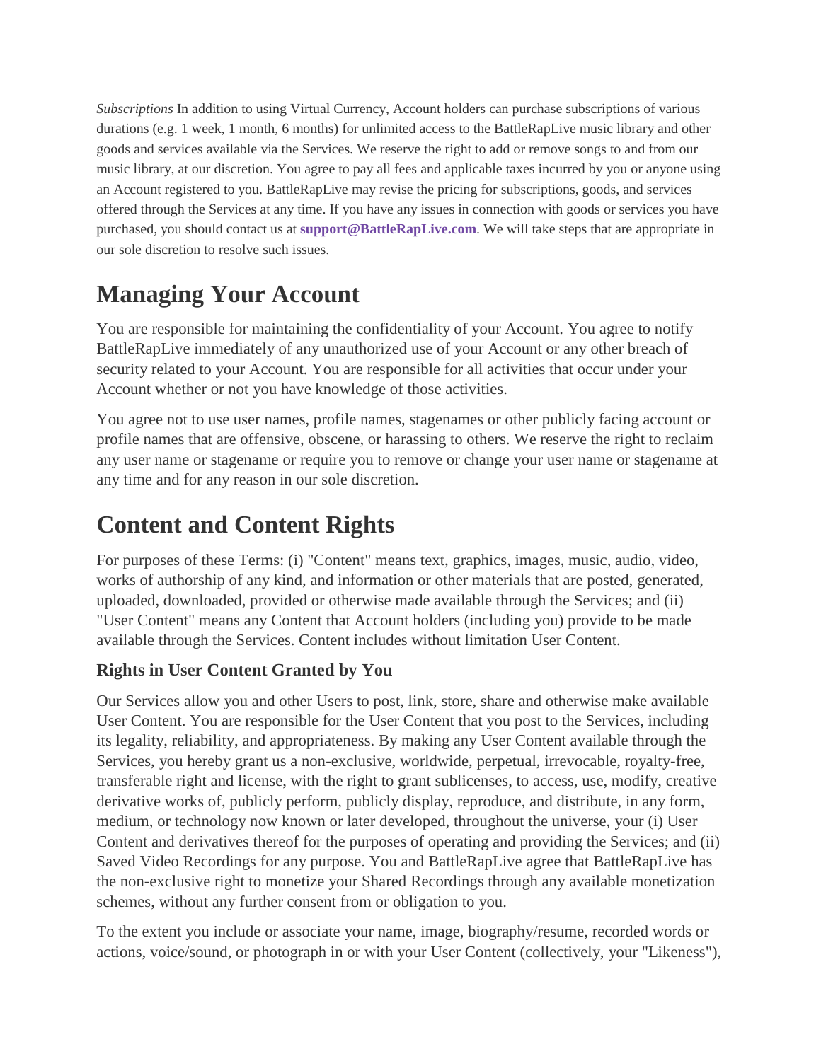*Subscriptions* In addition to using Virtual Currency, Account holders can purchase subscriptions of various durations (e.g. 1 week, 1 month, 6 months) for unlimited access to the BattleRapLive music library and other goods and services available via the Services. We reserve the right to add or remove songs to and from our music library, at our discretion. You agree to pay all fees and applicable taxes incurred by you or anyone using an Account registered to you. BattleRapLive may revise the pricing for subscriptions, goods, and services offered through the Services at any time. If you have any issues in connection with goods or services you have purchased, you should contact us at **support@BattleRapLive.com**. We will take steps that are appropriate in our sole discretion to resolve such issues.

# Managing Your Account

You are responsible for maintaining the confidentiality of your Account. You agree to notify BattleRapLive immediately of any unauthorized use of your Account or any other breach of security related to your Account. You are responsible for all activities that occur under your Account whether or not you have knowledge of those activities.

You agree not to use user names, profile names, stagenames or other publicly facing account or profile names that are offensive, obscene, or harassing to others. We reserve the right to reclaim any user name or stagename or require you to remove or change your user name or stagename at any time and for any reason in our sole discretion.

# Content and Content Rights

For purposes of these Terms: (i) "Content" means text, graphics, images, music, audio, video, works of authorship of any kind, and information or other materials that are posted, generated, uploaded, downloaded, provided or otherwise made available through the Services; and (ii) "User Content" means any Content that Account holders (including you) provide to be made available through the Services. Content includes without limitation User Content.

### Rights in User Content Granted by You

Our Services allow you and other Users to post, link, store, share and otherwise make available User Content. You are responsible for the User Content that you post to the Services, including its legality, reliability, and appropriateness. By making any User Content available through the Services, you hereby grant us a non-exclusive, worldwide, perpetual, irrevocable, royalty-free, transferable right and license, with the right to grant sublicenses, to access, use, modify, creative derivative works of, publicly perform, publicly display, reproduce, and distribute, in any form, medium, or technology now known or later developed, throughout the universe, your (i) User Content and derivatives thereof for the purposes of operating and providing the Services; and (ii) Saved Video Recordings for any purpose. You and BattleRapLive agree that BattleRapLive has the non-exclusive right to monetize your Shared Recordings through any available monetization schemes, without any further consent from or obligation to you.

To the extent you include or associate your name, image, biography/resume, recorded words or actions, voice/sound, or photograph in or with your User Content (collectively, your "Likeness"),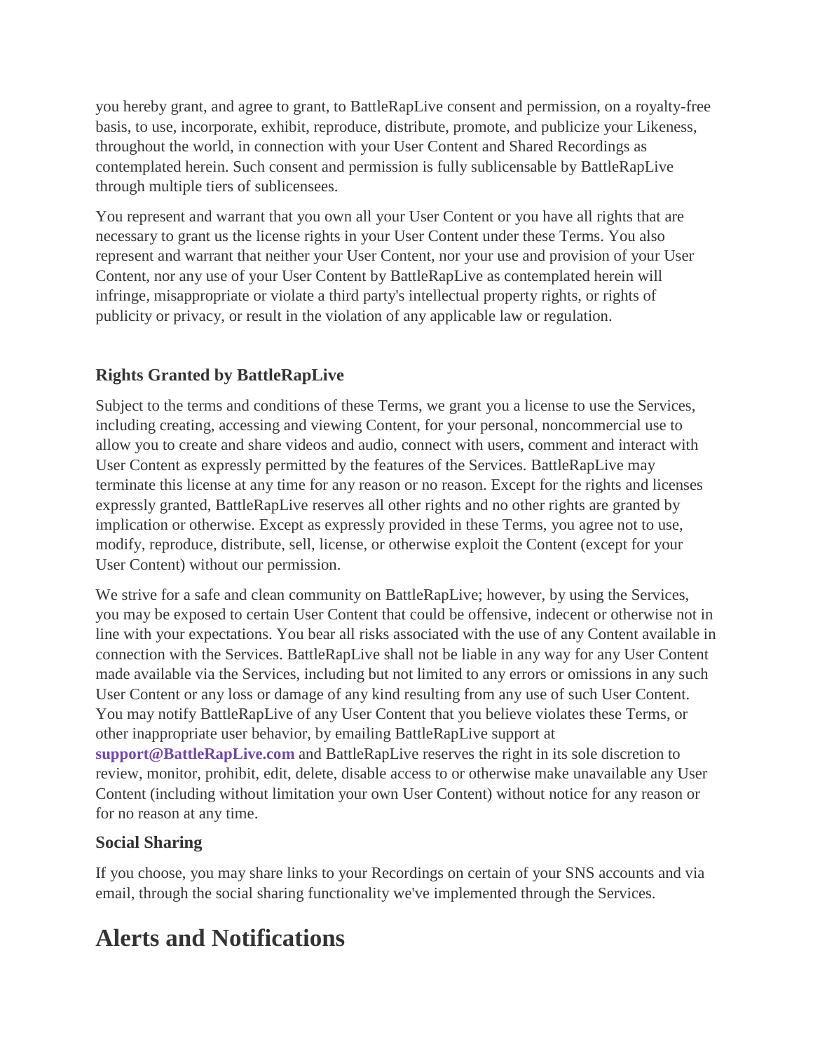you hereby grant, and agree to grant, to BattleRapLive consent and permission, on a royalty-free basis, to use, incorporate, exhibit, reproduce, distribute, promote, and publicize your Likeness, throughout the world, in connection with your User Content and Shared Recordings as contemplated herein. Such consent and permission is fully sublicensable by BattleRapLive through multiple tiers of sublicensees.

You represent and warrant that you own all your User Content or you have all rights that are necessary to grant us the license rights in your User Content under these Terms. You also represent and warrant that neither your User Content, nor your use and provision of your User Content, nor any use of your User Content by BattleRapLive as contemplated herein will infringe, misappropriate or violate a third party's intellectual property rights, or rights of publicity or privacy, or result in the violation of any applicable law or regulation.

### Rights Granted by BattleRapLive

Subject to the terms and conditions of these Terms, we grant you a license to use the Services, including creating, accessing and viewing Content, for your personal, noncommercial use to allow you to create and share videos and audio, connect with users, comment and interact with User Content as expressly permitted by the features of the Services. BattleRapLive may terminate this license at any time for any reason or no reason. Except for the rights and licenses expressly granted, BattleRapLive reserves all other rights and no other rights are granted by implication or otherwise. Except as expressly provided in these Terms, you agree not to use, modify, reproduce, distribute, sell, license, or otherwise exploit the Content (except for your User Content) without our permission.

We strive for a safe and clean community on BattleRapLive; however, by using the Services, you may be exposed to certain User Content that could be offensive, indecent or otherwise not in line with your expectations. You bear all risks associated with the use of any Content available in connection with the Services. BattleRapLive shall not be liable in any way for any User Content made available via the Services, including but not limited to any errors or omissions in any such User Content or any loss or damage of any kind resulting from any use of such User Content. You may notify BattleRapLive of any User Content that you believe violates these Terms, or other inappropriate user behavior, by emailing BattleRapLive support at **support@BattleRapLive.com** and BattleRapLive reserves the right in its sole discretion to review, monitor, prohibit, edit, delete, disable access to or otherwise make unavailable any User Content (including without limitation your own User Content) without notice for any reason or for no reason at any time.

### Social Sharing

If you choose, you may share links to your Recordings on certain of your SNS accounts and via email, through the social sharing functionality we've implemented through the Services.

# Alerts and Notifications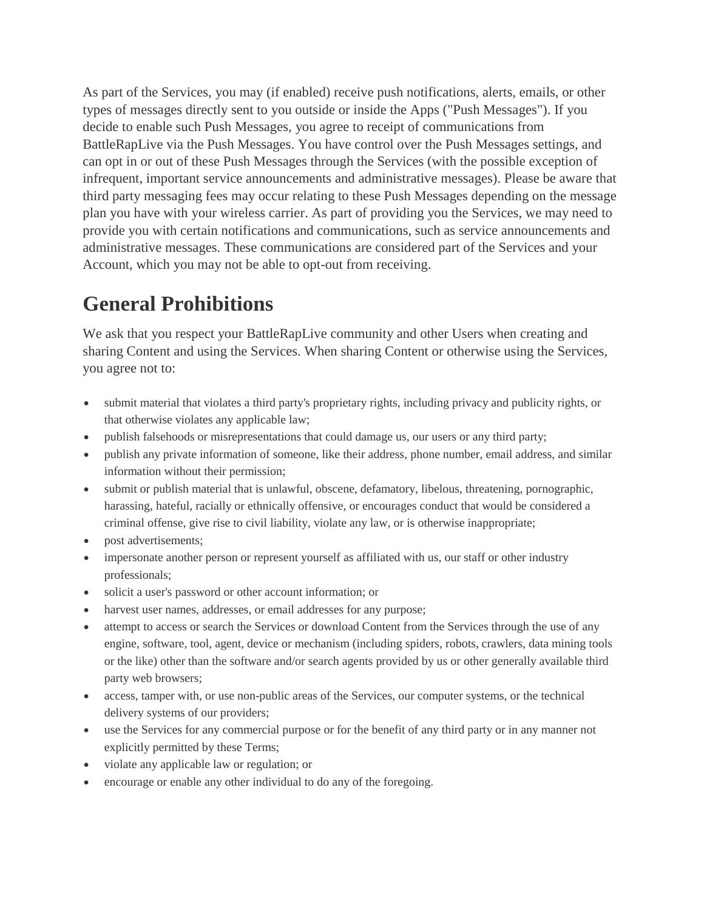As part of the Services, you may (if enabled) receive push notifications, alerts, emails, or other types of messages directly sent to you outside or inside the Apps ("Push Messages"). If you decide to enable such Push Messages, you agree to receipt of communications from BattleRapLive via the Push Messages. You have control over the Push Messages settings, and can opt in or out of these Push Messages through the Services (with the possible exception of infrequent, important service announcements and administrative messages). Please be aware that third party messaging fees may occur relating to these Push Messages depending on the message plan you have with your wireless carrier. As part of providing you the Services, we may need to provide you with certain notifications and communications, such as service announcements and administrative messages. These communications are considered part of the Services and your Account, which you may not be able to opt-out from receiving.

# General Prohibitions

We ask that you respect your BattleRapLive community and other Users when creating and sharing Content and using the Services. When sharing Content or otherwise using the Services, you agree not to:

- submit material that violates a third party's proprietary rights, including privacy and publicity rights, or that otherwise violates any applicable law;
- publish falsehoods or misrepresentations that could damage us, our users or any third party;
- publish any private information of someone, like their address, phone number, email address, and similar information without their permission;
- submit or publish material that is unlawful, obscene, defamatory, libelous, threatening, pornographic, harassing, hateful, racially or ethnically offensive, or encourages conduct that would be considered a criminal offense, give rise to civil liability, violate any law, or is otherwise inappropriate;
- post advertisements;
- impersonate another person or represent yourself as affiliated with us, our staff or other industry professionals;
- solicit a user's password or other account information; or
- harvest user names, addresses, or email addresses for any purpose;
- attempt to access or search the Services or download Content from the Services through the use of any engine, software, tool, agent, device or mechanism (including spiders, robots, crawlers, data mining tools or the like) other than the software and/or search agents provided by us or other generally available third party web browsers;
- access, tamper with, or use non-public areas of the Services, our computer systems, or the technical delivery systems of our providers;
- use the Services for any commercial purpose or for the benefit of any third party or in any manner not explicitly permitted by these Terms;
- violate any applicable law or regulation; or
- encourage or enable any other individual to do any of the foregoing.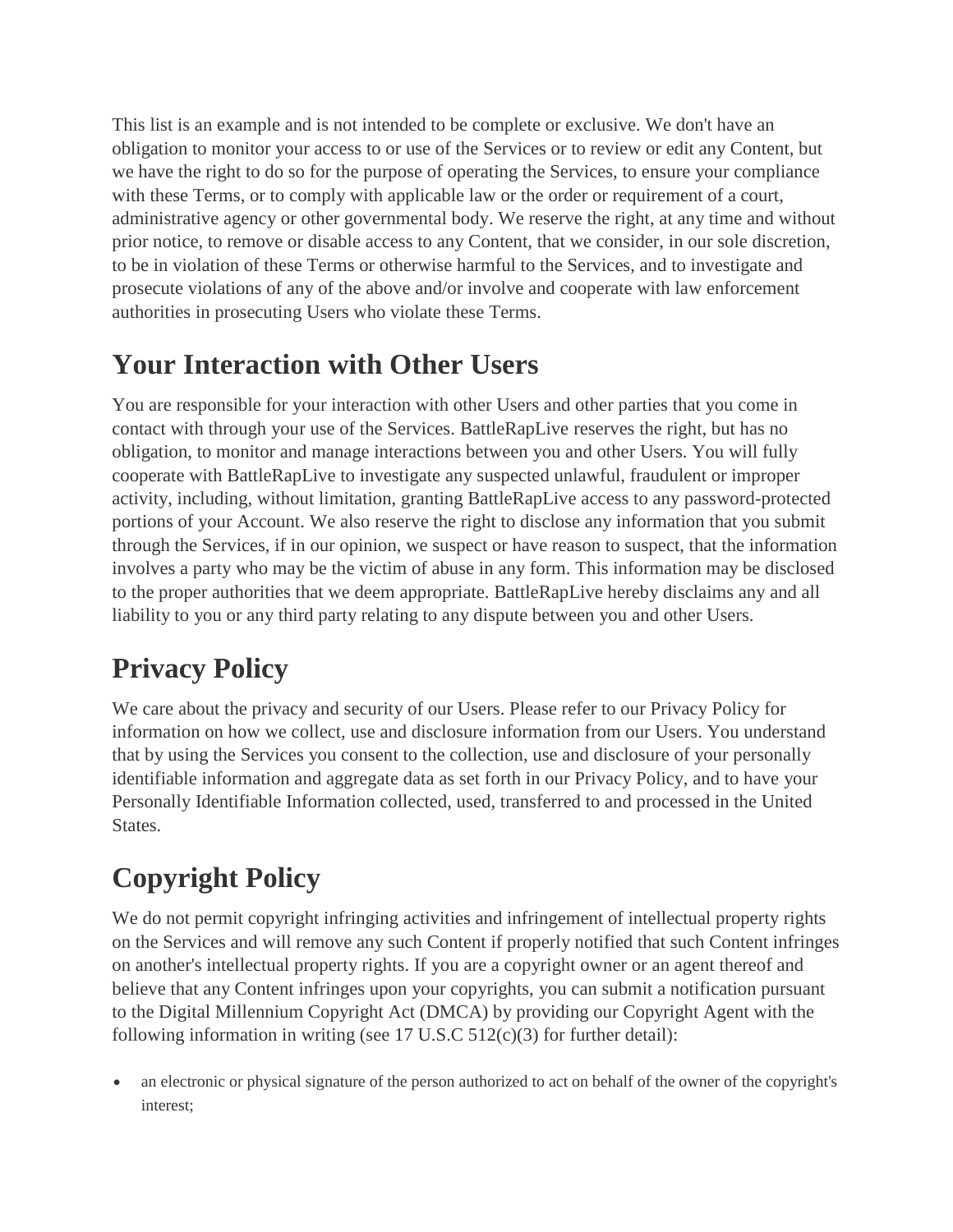This list is an example and is not intended to be complete or exclusive. We don't have an obligation to monitor your access to or use of the Services or to review or edit any Content, but we have the right to do so for the purpose of operating the Services, to ensure your compliance with these Terms, or to comply with applicable law or the order or requirement of a court, administrative agency or other governmental body. We reserve the right, at any time and without prior notice, to remove or disable access to any Content, that we consider, in our sole discretion, to be in violation of these Terms or otherwise harmful to the Services, and to investigate and prosecute violations of any of the above and/or involve and cooperate with law enforcement authorities in prosecuting Users who violate these Terms.

# Your Interaction with Other Users

You are responsible for your interaction with other Users and other parties that you come in contact with through your use of the Services. BattleRapLive reserves the right, but has no obligation, to monitor and manage interactions between you and other Users. You will fully cooperate with BattleRapLive to investigate any suspected unlawful, fraudulent or improper activity, including, without limitation, granting BattleRapLive access to any password-protected portions of your Account. We also reserve the right to disclose any information that you submit through the Services, if in our opinion, we suspect or have reason to suspect, that the information involves a party who may be the victim of abuse in any form. This information may be disclosed to the proper authorities that we deem appropriate. BattleRapLive hereby disclaims any and all liability to you or any third party relating to any dispute between you and other Users.

# Privacy Policy

We care about the privacy and security of our Users. Please refer to our Privacy Policy for information on how we collect, use and disclosure information from our Users. You understand that by using the Services you consent to the collection, use and disclosure of your personally identifiable information and aggregate data as set forth in our Privacy Policy, and to have your Personally Identifiable Information collected, used, transferred to and processed in the United States.

# Copyright Policy

We do not permit copyright infringing activities and infringement of intellectual property rights on the Services and will remove any such Content if properly notified that such Content infringes on another's intellectual property rights. If you are a copyright owner or an agent thereof and believe that any Content infringes upon your copyrights, you can submit a notification pursuant to the Digital Millennium Copyright Act (DMCA) by providing our Copyright Agent with the following information in writing (see 17 U.S.C 512(c)(3) for further detail):

- an electronic or physical signature of the person authorized to act on behalf of the owner of the copyright's interest;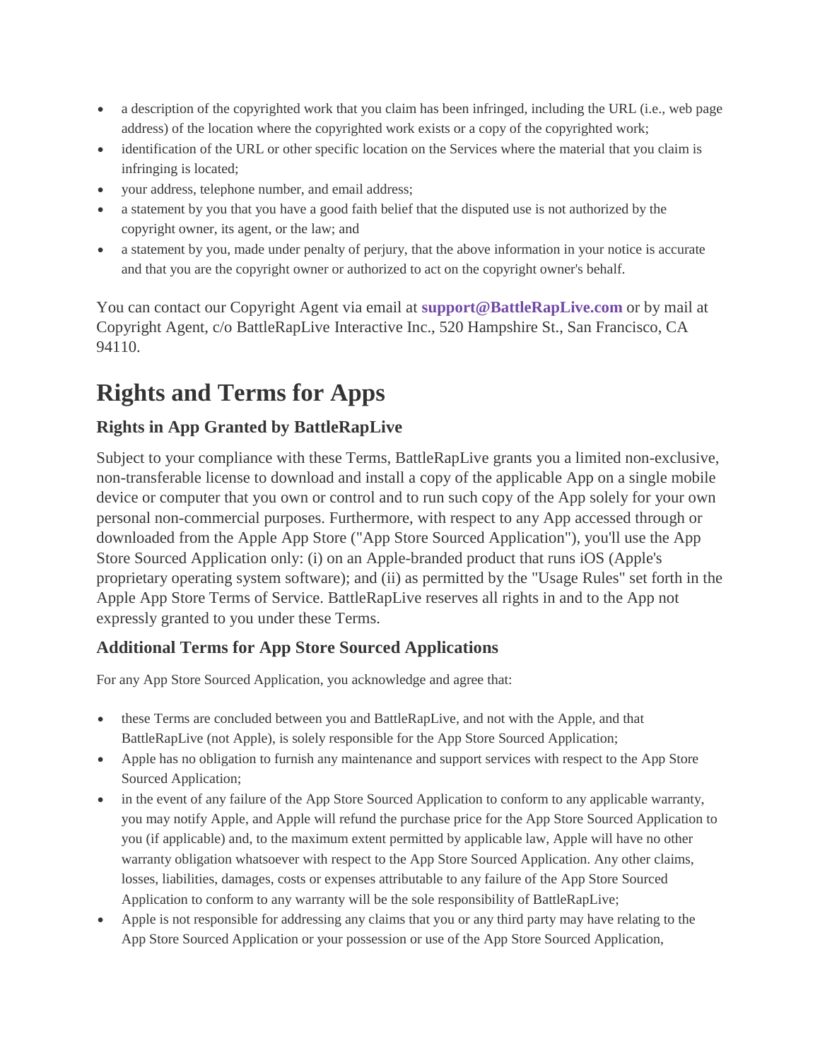- a description of the copyrighted work that you claim has been infringed, including the URL (i.e., web page address) of the location where the copyrighted work exists or a copy of the copyrighted work;
- identification of the URL or other specific location on the Services where the material that you claim is infringing is located;
- your address, telephone number, and email address;
- a statement by you that you have a good faith belief that the disputed use is not authorized by the copyright owner, its agent, or the law; and
- a statement by you, made under penalty of perjury, that the above information in your notice is accurate and that you are the copyright owner or authorized to act on the copyright owner's behalf.

You can contact our Copyright Agent via email at **support@BattleRapLive.com** or by mail at Copyright Agent, c/o BattleRapLive Interactive Inc., 520 Hampshire St., San Francisco, CA 94110.

# Rights and Terms for Apps

### Rights in App Granted by BattleRapLive

Subject to your compliance with these Terms, BattleRapLive grants you a limited non-exclusive, non-transferable license to download and install a copy of the applicable App on a single mobile device or computer that you own or control and to run such copy of the App solely for your own personal non-commercial purposes. Furthermore, with respect to any App accessed through or downloaded from the Apple App Store ("App Store Sourced Application"), you'll use the App Store Sourced Application only: (i) on an Apple-branded product that runs iOS (Apple's proprietary operating system software); and (ii) as permitted by the "Usage Rules" set forth in the Apple App Store Terms of Service. BattleRapLive reserves all rights in and to the App not expressly granted to you under these Terms.

### Additional Terms for App Store Sourced Applications

For any App Store Sourced Application, you acknowledge and agree that:

- these Terms are concluded between you and BattleRapLive, and not with the Apple, and that BattleRapLive (not Apple), is solely responsible for the App Store Sourced Application;
- Apple has no obligation to furnish any maintenance and support services with respect to the App Store Sourced Application;
- in the event of any failure of the App Store Sourced Application to conform to any applicable warranty, you may notify Apple, and Apple will refund the purchase price for the App Store Sourced Application to you (if applicable) and, to the maximum extent permitted by applicable law, Apple will have no other warranty obligation whatsoever with respect to the App Store Sourced Application. Any other claims, losses, liabilities, damages, costs or expenses attributable to any failure of the App Store Sourced Application to conform to any warranty will be the sole responsibility of BattleRapLive;
- Apple is not responsible for addressing any claims that you or any third party may have relating to the App Store Sourced Application or your possession or use of the App Store Sourced Application,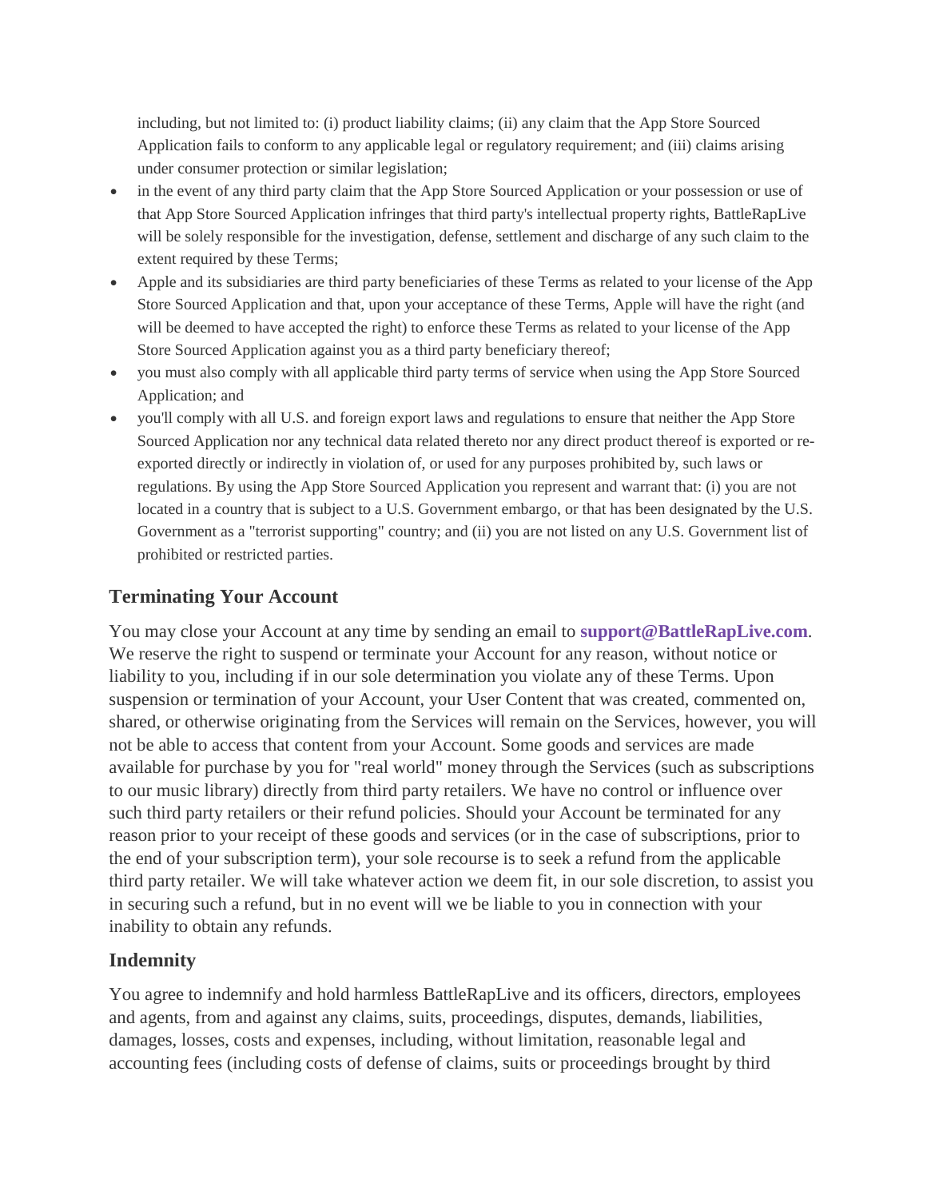including, but not limited to: (i) product liability claims; (ii) any claim that the App Store Sourced Application fails to conform to any applicable legal or regulatory requirement; and (iii) claims arising under consumer protection or similar legislation;

- in the event of any third party claim that the App Store Sourced Application or your possession or use of that App Store Sourced Application infringes that third party's intellectual property rights, BattleRapLive will be solely responsible for the investigation, defense, settlement and discharge of any such claim to the extent required by these Terms;
- Apple and its subsidiaries are third party beneficiaries of these Terms as related to your license of the App Store Sourced Application and that, upon your acceptance of these Terms, Apple will have the right (and will be deemed to have accepted the right) to enforce these Terms as related to your license of the App Store Sourced Application against you as a third party beneficiary thereof;
- you must also comply with all applicable third party terms of service when using the App Store Sourced Application; and
- you'll comply with all U.S. and foreign export laws and regulations to ensure that neither the App Store Sourced Application nor any technical data related thereto nor any direct product thereof is exported or re-exported directly or indirectly in violation of, or used for any purposes prohibited by, such laws or regulations. By using the App Store Sourced Application you represent and warrant that: (i) you are not located in a country that is subject to a U.S. Government embargo, or that has been designated by the U.S. Government as a "terrorist supporting" country; and (ii) you are not listed on any U.S. Government list of prohibited or restricted parties.

## Terminating Your Account

You may close your Account at any time by sending an email to **support@BattleRapLive.com**. We reserve the right to suspend or terminate your Account for any reason, without notice or liability to you, including if in our sole determination you violate any of these Terms. Upon suspension or termination of your Account, your User Content that was created, commented on, shared, or otherwise originating from the Services will remain on the Services, however, you will not be able to access that content from your Account. Some goods and services are made available for purchase by you for "real world" money through the Services (such as subscriptions to our music library) directly from third party retailers. We have no control or influence over such third party retailers or their refund policies. Should your Account be terminated for any reason prior to your receipt of these goods and services (or in the case of subscriptions, prior to the end of your subscription term), your sole recourse is to seek a refund from the applicable third party retailer. We will take whatever action we deem fit, in our sole discretion, to assist you in securing such a refund, but in no event will we be liable to you in connection with your inability to obtain any refunds.

## Indemnity

You agree to indemnify and hold harmless BattleRapLive and its officers, directors, employees and agents, from and against any claims, suits, proceedings, disputes, demands, liabilities, damages, losses, costs and expenses, including, without limitation, reasonable legal and accounting fees (including costs of defense of claims, suits or proceedings brought by third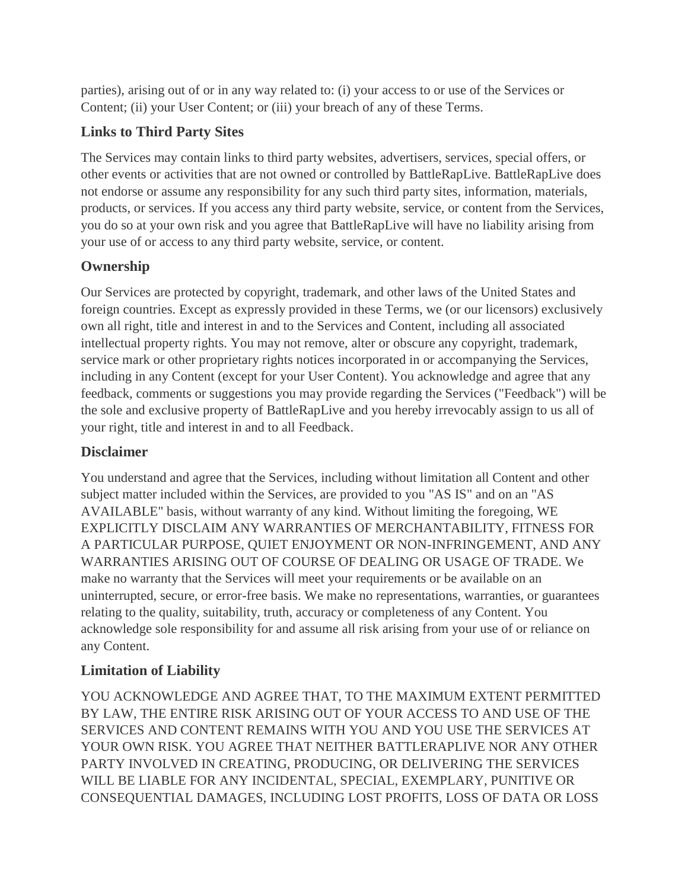parties), arising out of or in any way related to: (i) your access to or use of the Services or Content; (ii) your User Content; or (iii) your breach of any of these Terms.

### Links to Third Party Sites

The Services may contain links to third party websites, advertisers, services, special offers, or other events or activities that are not owned or controlled by BattleRapLive. BattleRapLive does not endorse or assume any responsibility for any such third party sites, information, materials, products, or services. If you access any third party website, service, or content from the Services, you do so at your own risk and you agree that BattleRapLive will have no liability arising from your use of or access to any third party website, service, or content.

### Ownership

Our Services are protected by copyright, trademark, and other laws of the United States and foreign countries. Except as expressly provided in these Terms, we (or our licensors) exclusively own all right, title and interest in and to the Services and Content, including all associated intellectual property rights. You may not remove, alter or obscure any copyright, trademark, service mark or other proprietary rights notices incorporated in or accompanying the Services, including in any Content (except for your User Content). You acknowledge and agree that any feedback, comments or suggestions you may provide regarding the Services ("Feedback") will be the sole and exclusive property of BattleRapLive and you hereby irrevocably assign to us all of your right, title and interest in and to all Feedback.

### Disclaimer

You understand and agree that the Services, including without limitation all Content and other subject matter included within the Services, are provided to you "AS IS" and on an "AS AVAILABLE" basis, without warranty of any kind. Without limiting the foregoing, WE EXPLICITLY DISCLAIM ANY WARRANTIES OF MERCHANTABILITY, FITNESS FOR A PARTICULAR PURPOSE, QUIET ENJOYMENT OR NON-INFRINGEMENT, AND ANY WARRANTIES ARISING OUT OF COURSE OF DEALING OR USAGE OF TRADE. We make no warranty that the Services will meet your requirements or be available on an uninterrupted, secure, or error-free basis. We make no representations, warranties, or guarantees relating to the quality, suitability, truth, accuracy or completeness of any Content. You acknowledge sole responsibility for and assume all risk arising from your use of or reliance on any Content.

### Limitation of Liability

YOU ACKNOWLEDGE AND AGREE THAT, TO THE MAXIMUM EXTENT PERMITTED BY LAW, THE ENTIRE RISK ARISING OUT OF YOUR ACCESS TO AND USE OF THE SERVICES AND CONTENT REMAINS WITH YOU AND YOU USE THE SERVICES AT YOUR OWN RISK. YOU AGREE THAT NEITHER BATTLERAPLIVE NOR ANY OTHER PARTY INVOLVED IN CREATING, PRODUCING, OR DELIVERING THE SERVICES WILL BE LIABLE FOR ANY INCIDENTAL, SPECIAL, EXEMPLARY, PUNITIVE OR CONSEQUENTIAL DAMAGES, INCLUDING LOST PROFITS, LOSS OF DATA OR LOSS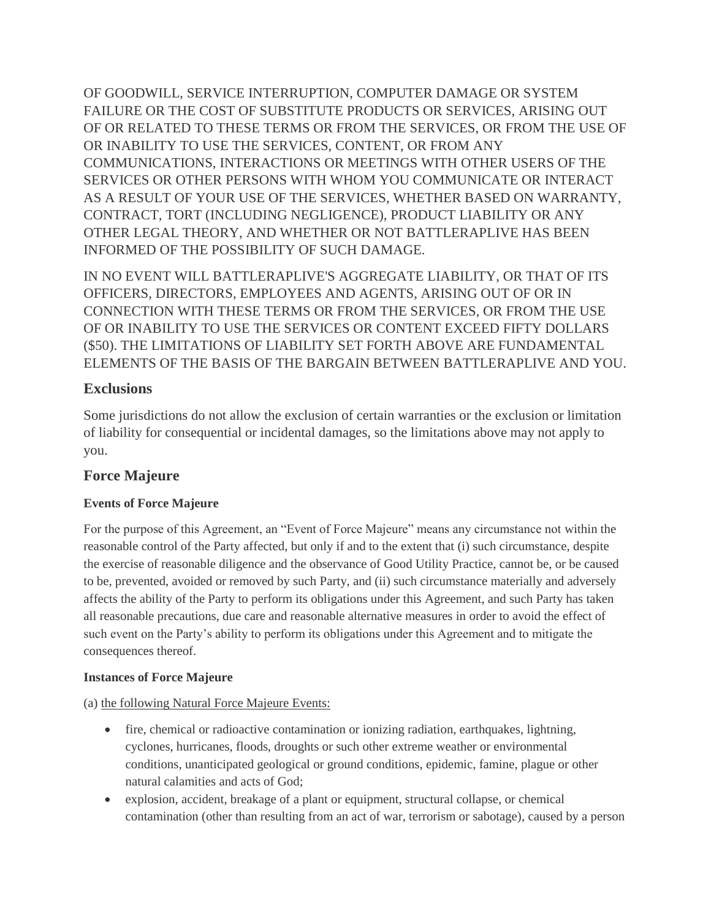OF GOODWILL, SERVICE INTERRUPTION, COMPUTER DAMAGE OR SYSTEM FAILURE OR THE COST OF SUBSTITUTE PRODUCTS OR SERVICES, ARISING OUT OF OR RELATED TO THESE TERMS OR FROM THE SERVICES, OR FROM THE USE OF OR INABILITY TO USE THE SERVICES, CONTENT, OR FROM ANY COMMUNICATIONS, INTERACTIONS OR MEETINGS WITH OTHER USERS OF THE SERVICES OR OTHER PERSONS WITH WHOM YOU COMMUNICATE OR INTERACT AS A RESULT OF YOUR USE OF THE SERVICES, WHETHER BASED ON WARRANTY, CONTRACT, TORT (INCLUDING NEGLIGENCE), PRODUCT LIABILITY OR ANY OTHER LEGAL THEORY, AND WHETHER OR NOT BATTLERAPLIVE HAS BEEN INFORMED OF THE POSSIBILITY OF SUCH DAMAGE.

IN NO EVENT WILL BATTLERAPLIVE'S AGGREGATE LIABILITY, OR THAT OF ITS OFFICERS, DIRECTORS, EMPLOYEES AND AGENTS, ARISING OUT OF OR IN CONNECTION WITH THESE TERMS OR FROM THE SERVICES, OR FROM THE USE OF OR INABILITY TO USE THE SERVICES OR CONTENT EXCEED FIFTY DOLLARS ($50). THE LIMITATIONS OF LIABILITY SET FORTH ABOVE ARE FUNDAMENTAL ELEMENTS OF THE BASIS OF THE BARGAIN BETWEEN BATTLERAPLIVE AND YOU.

## Exclusions

Some jurisdictions do not allow the exclusion of certain warranties or the exclusion or limitation of liability for consequential or incidental damages, so the limitations above may not apply to you.

## Force Majeure

#### Events of Force Majeure

For the purpose of this Agreement, an "Event of Force Majeure" means any circumstance not within the reasonable control of the Party affected, but only if and to the extent that (i) such circumstance, despite the exercise of reasonable diligence and the observance of Good Utility Practice, cannot be, or be caused to be, prevented, avoided or removed by such Party, and (ii) such circumstance materially and adversely affects the ability of the Party to perform its obligations under this Agreement, and such Party has taken all reasonable precautions, due care and reasonable alternative measures in order to avoid the effect of such event on the Party's ability to perform its obligations under this Agreement and to mitigate the consequences thereof.

#### Instances of Force Majeure

(a) the following Natural Force Majeure Events:

- fire, chemical or radioactive contamination or ionizing radiation, earthquakes, lightning, cyclones, hurricanes, floods, droughts or such other extreme weather or environmental conditions, unanticipated geological or ground conditions, epidemic, famine, plague or other natural calamities and acts of God;
- explosion, accident, breakage of a plant or equipment, structural collapse, or chemical contamination (other than resulting from an act of war, terrorism or sabotage), caused by a person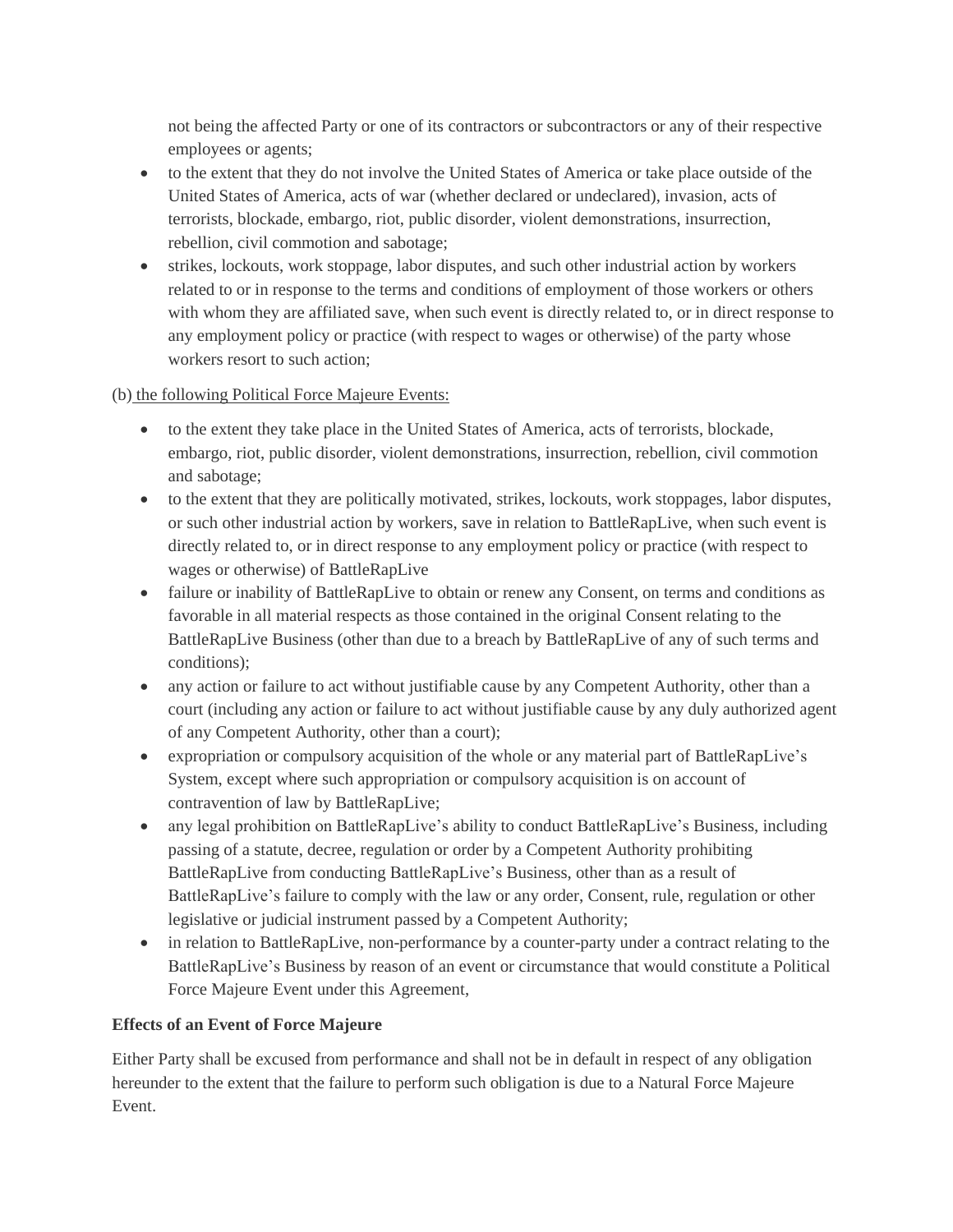not being the affected Party or one of its contractors or subcontractors or any of their respective employees or agents;

- to the extent that they do not involve the United States of America or take place outside of the United States of America, acts of war (whether declared or undeclared), invasion, acts of terrorists, blockade, embargo, riot, public disorder, violent demonstrations, insurrection, rebellion, civil commotion and sabotage;
- strikes, lockouts, work stoppage, labor disputes, and such other industrial action by workers related to or in response to the terms and conditions of employment of those workers or others with whom they are affiliated save, when such event is directly related to, or in direct response to any employment policy or practice (with respect to wages or otherwise) of the party whose workers resort to such action;

(b) <u>the following Political Force Majeure Events:</u>

- to the extent they take place in the United States of America, acts of terrorists, blockade, embargo, riot, public disorder, violent demonstrations, insurrection, rebellion, civil commotion and sabotage;
- to the extent that they are politically motivated, strikes, lockouts, work stoppages, labor disputes, or such other industrial action by workers, save in relation to BattleRapLive, when such event is directly related to, or in direct response to any employment policy or practice (with respect to wages or otherwise) of BattleRapLive
- failure or inability of BattleRapLive to obtain or renew any Consent, on terms and conditions as favorable in all material respects as those contained in the original Consent relating to the BattleRapLive Business (other than due to a breach by BattleRapLive of any of such terms and conditions);
- any action or failure to act without justifiable cause by any Competent Authority, other than a court (including any action or failure to act without justifiable cause by any duly authorized agent of any Competent Authority, other than a court);
- expropriation or compulsory acquisition of the whole or any material part of BattleRapLive's System, except where such appropriation or compulsory acquisition is on account of contravention of law by BattleRapLive;
- any legal prohibition on BattleRapLive's ability to conduct BattleRapLive's Business, including passing of a statute, decree, regulation or order by a Competent Authority prohibiting BattleRapLive from conducting BattleRapLive's Business, other than as a result of BattleRapLive's failure to comply with the law or any order, Consent, rule, regulation or other legislative or judicial instrument passed by a Competent Authority;
- in relation to BattleRapLive, non-performance by a counter-party under a contract relating to the BattleRapLive's Business by reason of an event or circumstance that would constitute a Political Force Majeure Event under this Agreement,

**Effects of an Event of Force Majeure**

Either Party shall be excused from performance and shall not be in default in respect of any obligation hereunder to the extent that the failure to perform such obligation is due to a Natural Force Majeure Event.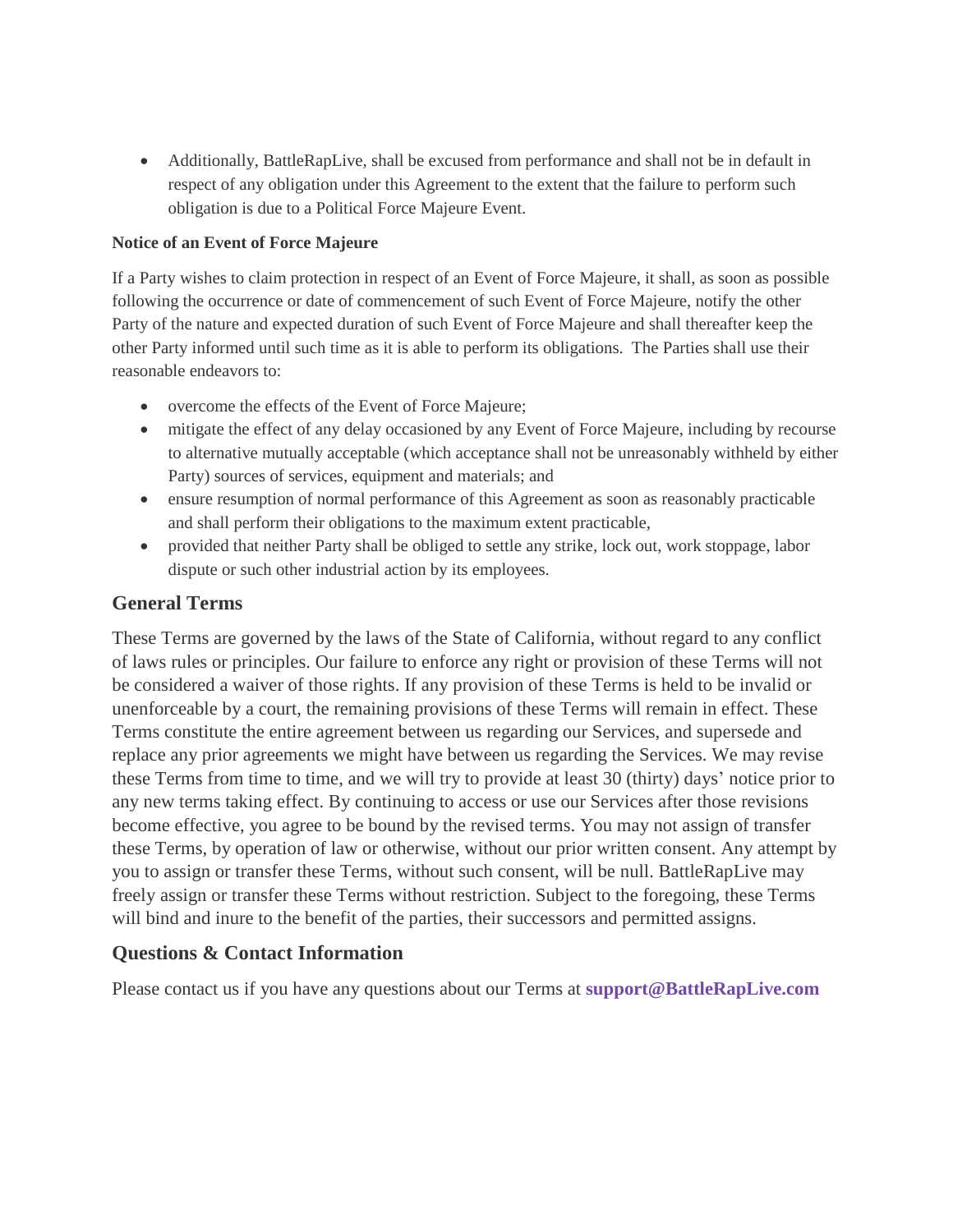- Additionally, BattleRapLive, shall be excused from performance and shall not be in default in respect of any obligation under this Agreement to the extent that the failure to perform such obligation is due to a Political Force Majeure Event.

**Notice of an Event of Force Majeure**

If a Party wishes to claim protection in respect of an Event of Force Majeure, it shall, as soon as possible following the occurrence or date of commencement of such Event of Force Majeure, notify the other Party of the nature and expected duration of such Event of Force Majeure and shall thereafter keep the other Party informed until such time as it is able to perform its obligations. The Parties shall use their reasonable endeavors to:

- overcome the effects of the Event of Force Majeure;
- mitigate the effect of any delay occasioned by any Event of Force Majeure, including by recourse to alternative mutually acceptable (which acceptance shall not be unreasonably withheld by either Party) sources of services, equipment and materials; and
- ensure resumption of normal performance of this Agreement as soon as reasonably practicable and shall perform their obligations to the maximum extent practicable,
- provided that neither Party shall be obliged to settle any strike, lock out, work stoppage, labor dispute or such other industrial action by its employees.

## General Terms

These Terms are governed by the laws of the State of California, without regard to any conflict of laws rules or principles. Our failure to enforce any right or provision of these Terms will not be considered a waiver of those rights. If any provision of these Terms is held to be invalid or unenforceable by a court, the remaining provisions of these Terms will remain in effect. These Terms constitute the entire agreement between us regarding our Services, and supersede and replace any prior agreements we might have between us regarding the Services. We may revise these Terms from time to time, and we will try to provide at least 30 (thirty) days' notice prior to any new terms taking effect. By continuing to access or use our Services after those revisions become effective, you agree to be bound by the revised terms. You may not assign of transfer these Terms, by operation of law or otherwise, without our prior written consent. Any attempt by you to assign or transfer these Terms, without such consent, will be null. BattleRapLive may freely assign or transfer these Terms without restriction. Subject to the foregoing, these Terms will bind and inure to the benefit of the parties, their successors and permitted assigns.

## Questions & Contact Information

Please contact us if you have any questions about our Terms at **support@BattleRapLive.com**